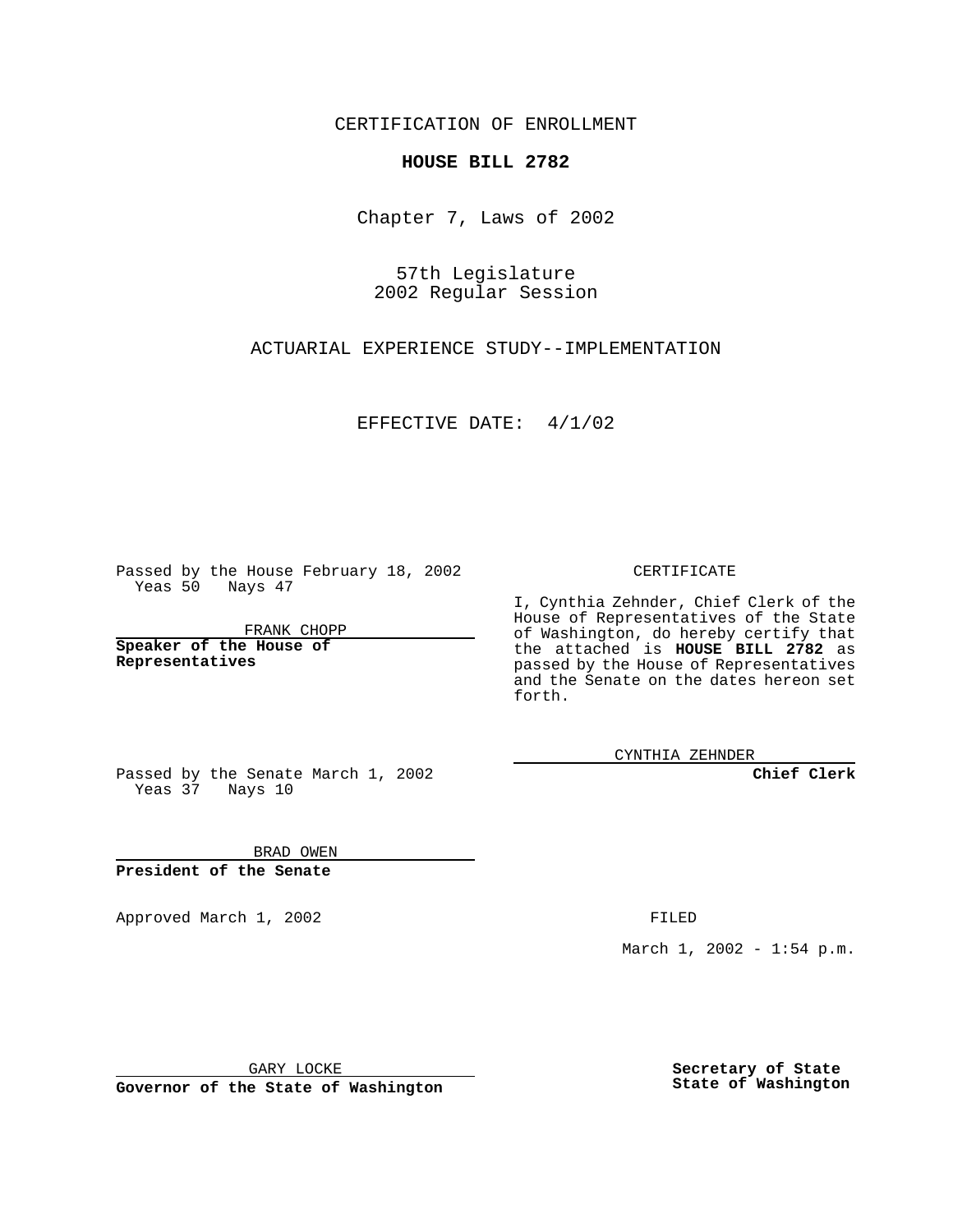CERTIFICATION OF ENROLLMENT

# HOUSE BILL 2782

Chapter 7, Laws of 2002

57th Legislature
2002 Regular Session

ACTUARIAL EXPERIENCE STUDY--IMPLEMENTATION

EFFECTIVE DATE: 4/1/02

Passed by the House February 18, 2002
Yeas 50 Nays 47

FRANK CHOPP

**Speaker of the House of Representatives**

Passed by the Senate March 1, 2002
Yeas 37 Nays 10

BRAD OWEN

**President of the Senate**

Approved March 1, 2002

GARY LOCKE

**Governor of the State of Washington**

CERTIFICATE

I, Cynthia Zehnder, Chief Clerk of the House of Representatives of the State of Washington, do hereby certify that the attached is **HOUSE BILL 2782** as passed by the House of Representatives and the Senate on the dates hereon set forth.

CYNTHIA ZEHNDER

**Chief Clerk**

FILED

March 1, 2002 - 1:54 p.m.

**Secretary of State**
**State of Washington**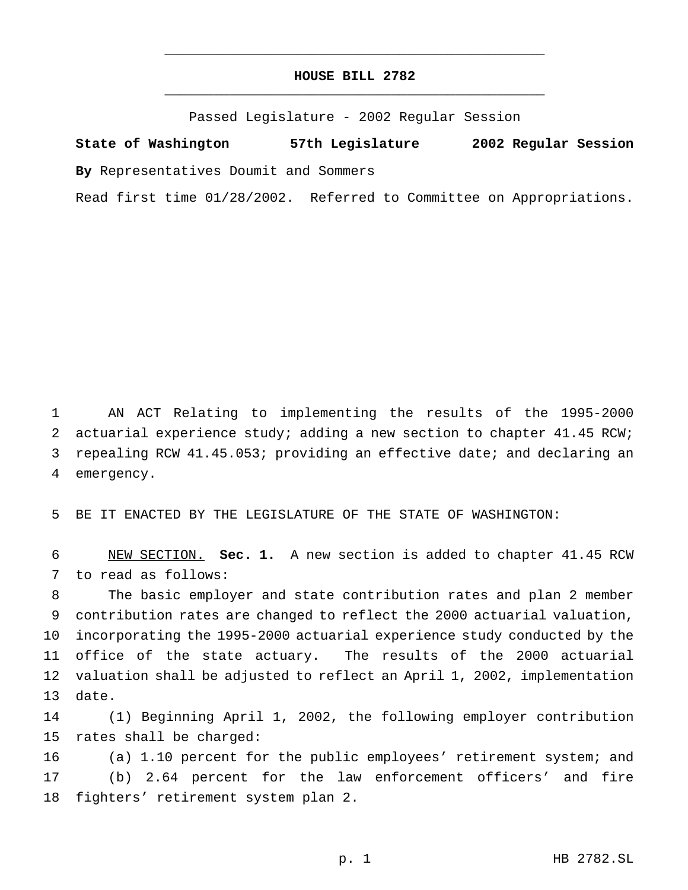# HOUSE BILL 2782

Passed Legislature - 2002 Regular Session

**State of Washington 57th Legislature 2002 Regular Session**

**By** Representatives Doumit and Sommers

Read first time 01/28/2002. Referred to Committee on Appropriations.

AN ACT Relating to implementing the results of the 1995-2000 actuarial experience study; adding a new section to chapter 41.45 RCW; repealing RCW 41.45.053; providing an effective date; and declaring an emergency.

BE IT ENACTED BY THE LEGISLATURE OF THE STATE OF WASHINGTON:

NEW SECTION. **Sec. 1.** A new section is added to chapter 41.45 RCW to read as follows:

The basic employer and state contribution rates and plan 2 member contribution rates are changed to reflect the 2000 actuarial valuation, incorporating the 1995-2000 actuarial experience study conducted by the office of the state actuary. The results of the 2000 actuarial valuation shall be adjusted to reflect an April 1, 2002, implementation date.

(1) Beginning April 1, 2002, the following employer contribution rates shall be charged:

(a) 1.10 percent for the public employees' retirement system; and

(b) 2.64 percent for the law enforcement officers' and fire fighters' retirement system plan 2.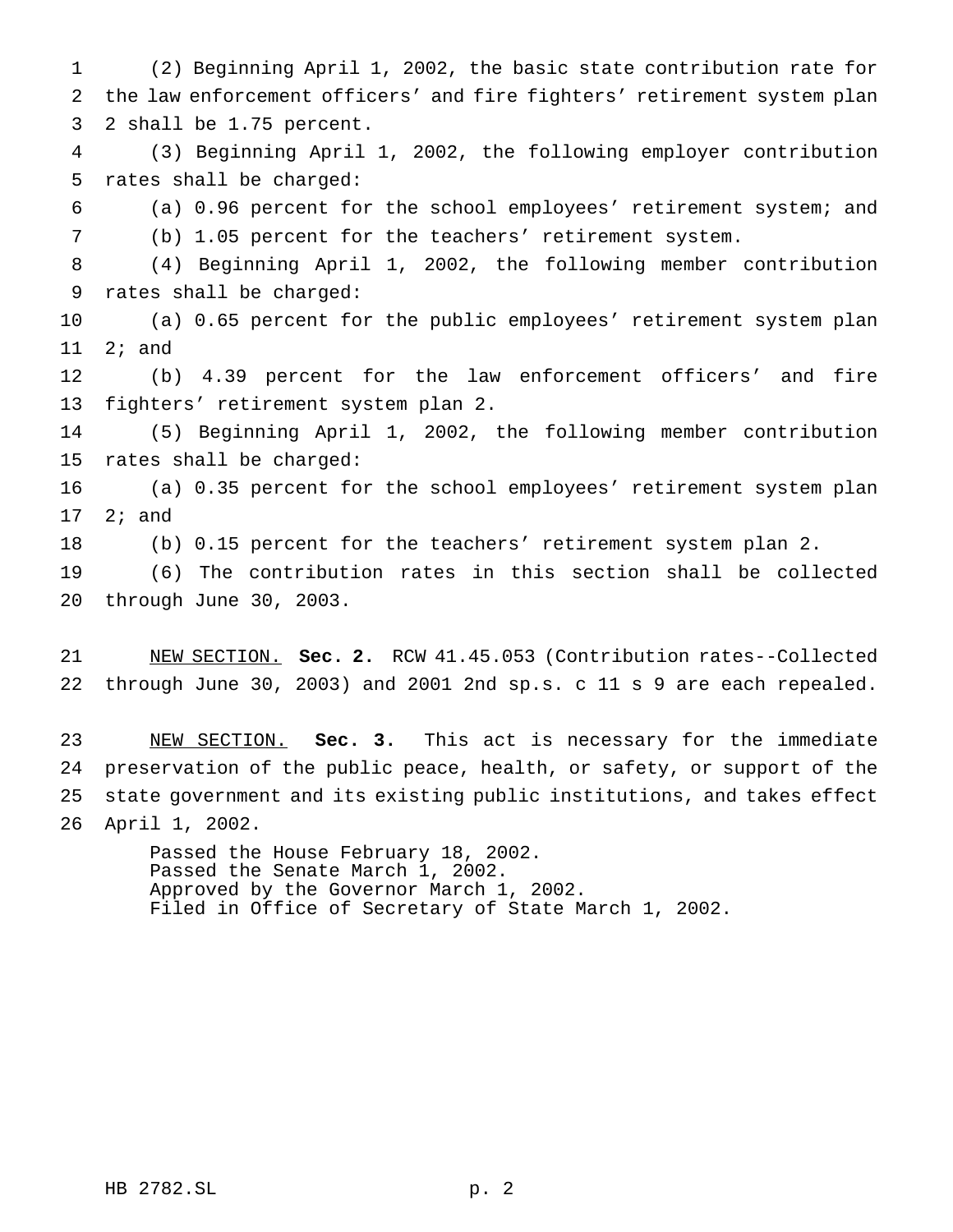(2) Beginning April 1, 2002, the basic state contribution rate for the law enforcement officers' and fire fighters' retirement system plan 2 shall be 1.75 percent.

(3) Beginning April 1, 2002, the following employer contribution rates shall be charged:

(a) 0.96 percent for the school employees' retirement system; and

(b) 1.05 percent for the teachers' retirement system.

(4) Beginning April 1, 2002, the following member contribution rates shall be charged:

(a) 0.65 percent for the public employees' retirement system plan 2; and

(b) 4.39 percent for the law enforcement officers' and fire fighters' retirement system plan 2.

(5) Beginning April 1, 2002, the following member contribution rates shall be charged:

(a) 0.35 percent for the school employees' retirement system plan 2; and

(b) 0.15 percent for the teachers' retirement system plan 2.

(6) The contribution rates in this section shall be collected through June 30, 2003.

NEW SECTION. **Sec. 2.** RCW 41.45.053 (Contribution rates--Collected through June 30, 2003) and 2001 2nd sp.s. c 11 s 9 are each repealed.

NEW SECTION. **Sec. 3.** This act is necessary for the immediate preservation of the public peace, health, or safety, or support of the state government and its existing public institutions, and takes effect April 1, 2002.

Passed the House February 18, 2002.
Passed the Senate March 1, 2002.
Approved by the Governor March 1, 2002.
Filed in Office of Secretary of State March 1, 2002.